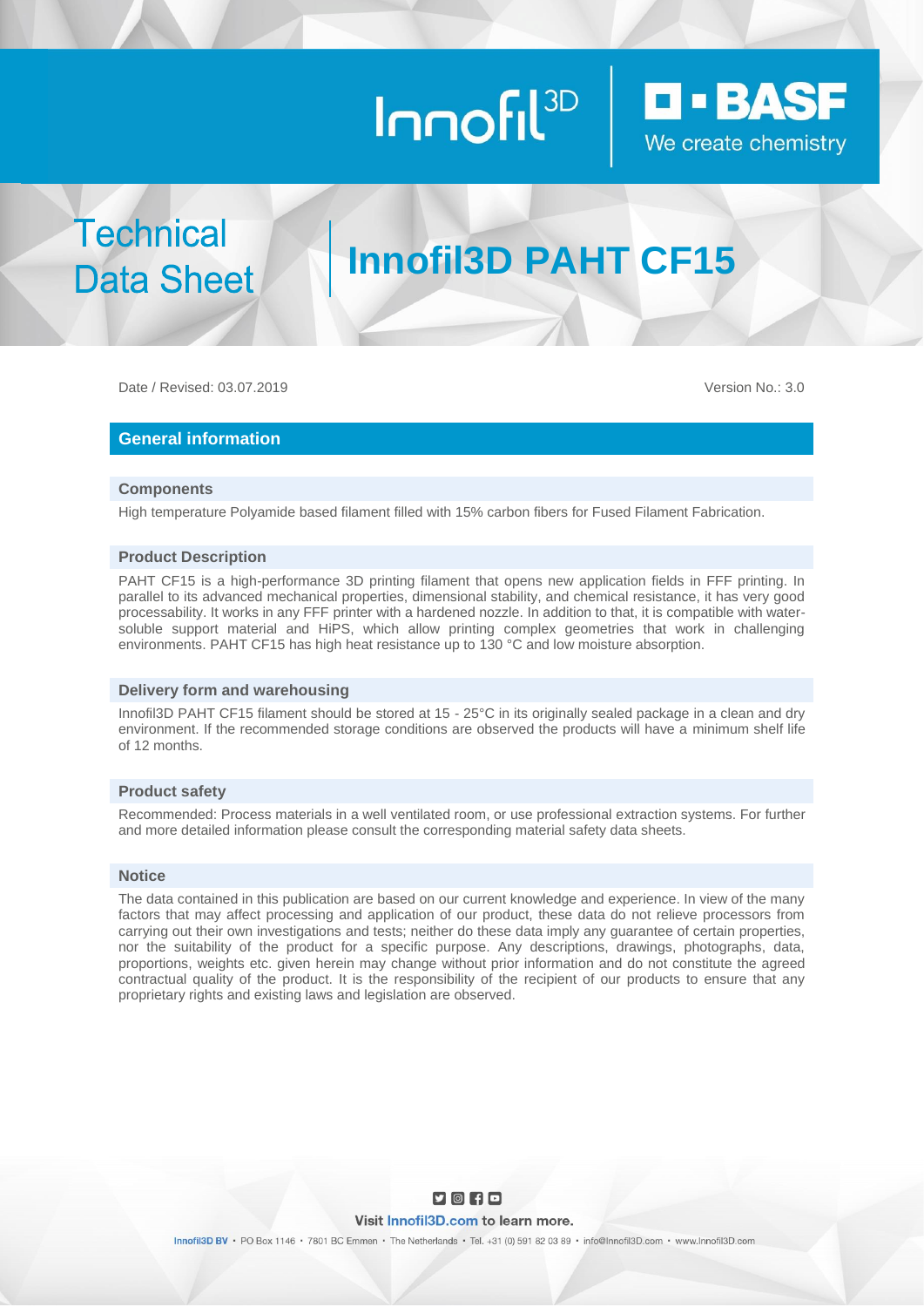Innofil3D | BASF We create chemistry

# Technical Data Sheet

# Innofil3D PAHT CF15

Date / Revised: 03.07.2019

Version No.: 3.0

## General information

### Components

High temperature Polyamide based filament filled with 15% carbon fibers for Fused Filament Fabrication.

### Product Description

PAHT CF15 is a high-performance 3D printing filament that opens new application fields in FFF printing. In parallel to its advanced mechanical properties, dimensional stability, and chemical resistance, it has very good processability. It works in any FFF printer with a hardened nozzle. In addition to that, it is compatible with water-soluble support material and HiPS, which allow printing complex geometries that work in challenging environments. PAHT CF15 has high heat resistance up to 130 °C and low moisture absorption.

### Delivery form and warehousing

Innofil3D PAHT CF15 filament should be stored at 15 - 25°C in its originally sealed package in a clean and dry environment. If the recommended storage conditions are observed the products will have a minimum shelf life of 12 months.

### Product safety

Recommended: Process materials in a well ventilated room, or use professional extraction systems. For further and more detailed information please consult the corresponding material safety data sheets.

### Notice

The data contained in this publication are based on our current knowledge and experience. In view of the many factors that may affect processing and application of our product, these data do not relieve processors from carrying out their own investigations and tests; neither do these data imply any guarantee of certain properties, nor the suitability of the product for a specific purpose. Any descriptions, drawings, photographs, data, proportions, weights etc. given herein may change without prior information and do not constitute the agreed contractual quality of the product. It is the responsibility of the recipient of our products to ensure that any proprietary rights and existing laws and legislation are observed.

Visit Innofil3D.com to learn more.

Innofil3D BV • PO Box 1146 • 7801 BC Emmen • The Netherlands • Tel. +31 (0) 591 82 03 89 • info@Innofil3D.com • www.Innofil3D.com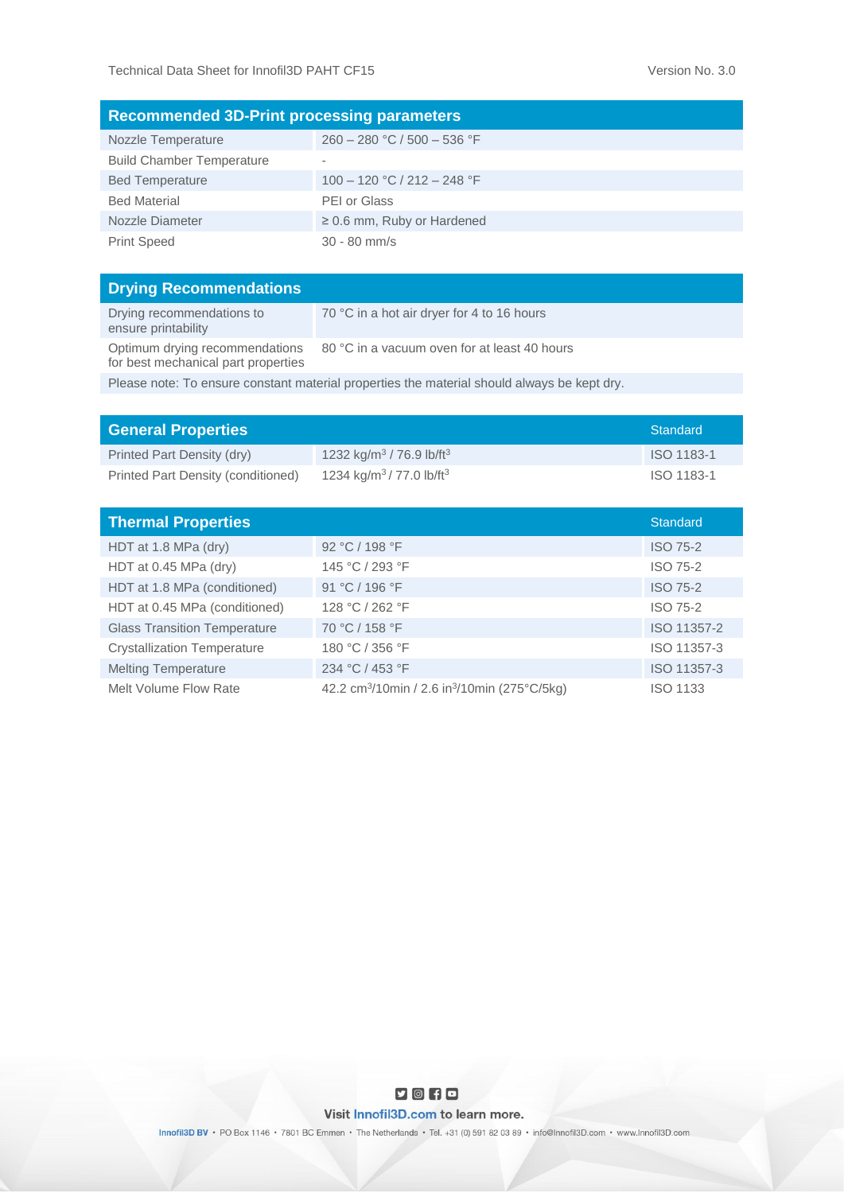## Recommended 3D-Print processing parameters

| Parameter | Value |
|---|---|
| Nozzle Temperature | 260 – 280 °C / 500 – 536 °F |
| Build Chamber Temperature | - |
| Bed Temperature | 100 – 120 °C / 212 – 248 °F |
| Bed Material | PEI or Glass |
| Nozzle Diameter | ≥ 0.6 mm, Ruby or Hardened |
| Print Speed | 30 - 80 mm/s |

## Drying Recommendations

| Recommendation | Value |
|---|---|
| Drying recommendations to ensure printability | 70 °C in a hot air dryer for 4 to 16 hours |
| Optimum drying recommendations for best mechanical part properties | 80 °C in a vacuum oven for at least 40 hours |

Please note: To ensure constant material properties the material should always be kept dry.

## General Properties

| General Properties | | Standard |
|---|---|---|
| Printed Part Density (dry) | 1232 kg/m³ / 76.9 lb/ft³ | ISO 1183-1 |
| Printed Part Density (conditioned) | 1234 kg/m³ / 77.0 lb/ft³ | ISO 1183-1 |

## Thermal Properties

| Thermal Properties | | Standard |
|---|---|---|
| HDT at 1.8 MPa (dry) | 92 °C / 198 °F | ISO 75-2 |
| HDT at 0.45 MPa (dry) | 145 °C / 293 °F | ISO 75-2 |
| HDT at 1.8 MPa (conditioned) | 91 °C / 196 °F | ISO 75-2 |
| HDT at 0.45 MPa (conditioned) | 128 °C / 262 °F | ISO 75-2 |
| Glass Transition Temperature | 70 °C / 158 °F | ISO 11357-2 |
| Crystallization Temperature | 180 °C / 356 °F | ISO 11357-3 |
| Melting Temperature | 234 °C / 453 °F | ISO 11357-3 |
| Melt Volume Flow Rate | 42.2 cm³/10min / 2.6 in³/10min (275°C/5kg) | ISO 1133 |

Visit Innofil3D.com to learn more.

Innofil3D BV • PO Box 1146 • 7801 BC Emmen • The Netherlands • Tel. +31 (0) 591 82 03 89 • info@Innofil3D.com • www.Innofil3D.com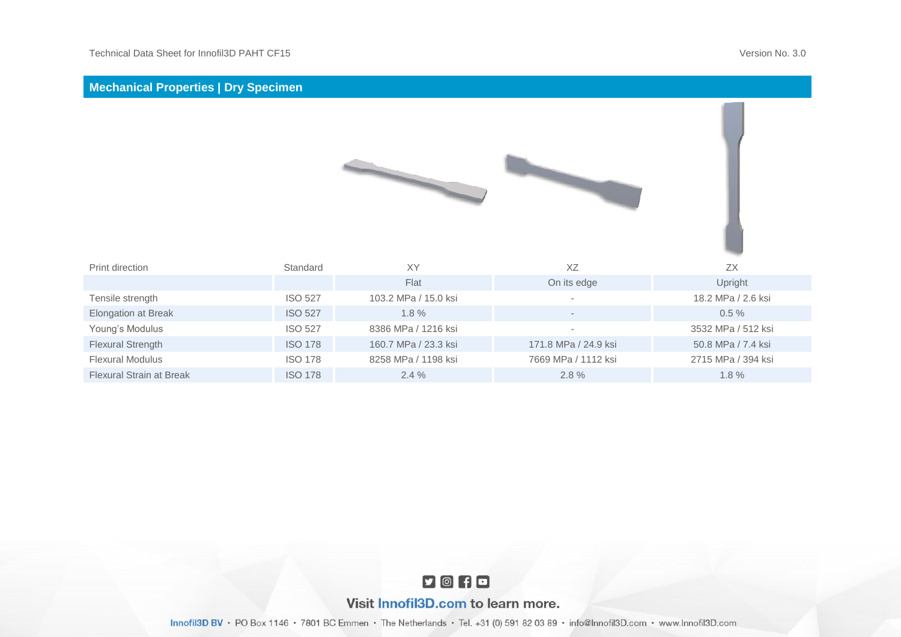## Mechanical Properties | Dry Specimen

| Print direction | Standard | XY | XZ | ZX |
|---|---|---|---|---|
| | | Flat | On its edge | Upright |
| Tensile strength | ISO 527 | 103.2 MPa / 15.0 ksi | - | 18.2 MPa / 2.6 ksi |
| Elongation at Break | ISO 527 | 1.8 % | - | 0.5 % |
| Young's Modulus | ISO 527 | 8386 MPa / 1216 ksi | - | 3532 MPa / 512 ksi |
| Flexural Strength | ISO 178 | 160.7 MPa / 23.3 ksi | 171.8 MPa / 24.9 ksi | 50.8 MPa / 7.4 ksi |
| Flexural Modulus | ISO 178 | 8258 MPa / 1198 ksi | 7669 MPa / 1112 ksi | 2715 MPa / 394 ksi |
| Flexural Strain at Break | ISO 178 | 2.4 % | 2.8 % | 1.8 % |

Visit Innofil3D.com to learn more.

Innofil3D BV · PO Box 1146 · 7801 BC Emmen · The Netherlands · Tel. +31 (0) 591 82 03 89 · info@Innofil3D.com · www.Innofil3D.com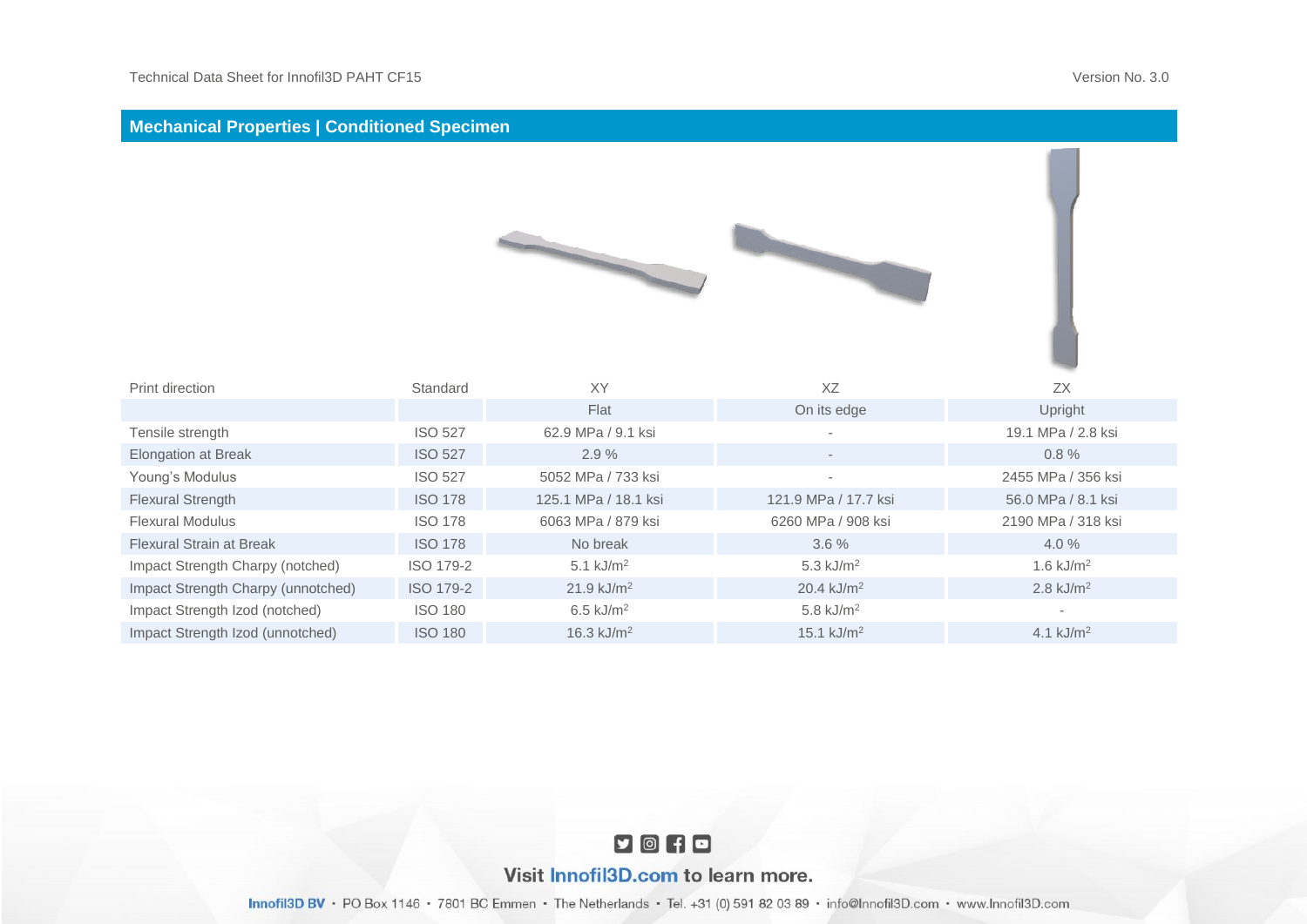## Mechanical Properties | Conditioned Specimen

| Print direction | Standard | XY | XZ | ZX |
|---|---|---|---|---|
| | | Flat | On its edge | Upright |
| Tensile strength | ISO 527 | 62.9 MPa / 9.1 ksi | - | 19.1 MPa / 2.8 ksi |
| Elongation at Break | ISO 527 | 2.9 % | - | 0.8 % |
| Young's Modulus | ISO 527 | 5052 MPa / 733 ksi | - | 2455 MPa / 356 ksi |
| Flexural Strength | ISO 178 | 125.1 MPa / 18.1 ksi | 121.9 MPa / 17.7 ksi | 56.0 MPa / 8.1 ksi |
| Flexural Modulus | ISO 178 | 6063 MPa / 879 ksi | 6260 MPa / 908 ksi | 2190 MPa / 318 ksi |
| Flexural Strain at Break | ISO 178 | No break | 3.6 % | 4.0 % |
| Impact Strength Charpy (notched) | ISO 179-2 | 5.1 kJ/m$^2$ | 5.3 kJ/m$^2$ | 1.6 kJ/m$^2$ |
| Impact Strength Charpy (unnotched) | ISO 179-2 | 21.9 kJ/m$^2$ | 20.4 kJ/m$^2$ | 2.8 kJ/m$^2$ |
| Impact Strength Izod (notched) | ISO 180 | 6.5 kJ/m$^2$ | 5.8 kJ/m$^2$ | - |
| Impact Strength Izod (unnotched) | ISO 180 | 16.3 kJ/m$^2$ | 15.1 kJ/m$^2$ | 4.1 kJ/m$^2$ |

Visit Innofil3D.com to learn more.

Innofil3D BV · PO Box 1146 · 7801 BC Emmen · The Netherlands · Tel. +31 (0) 591 82 03 89 · info@Innofil3D.com · www.Innofil3D.com